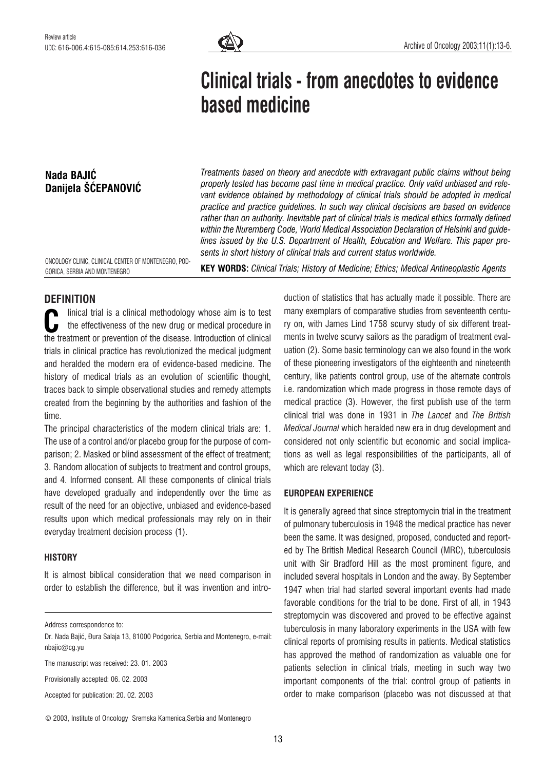Review article

UDC: 616-006.4:615-085:614.253:616-036

# Clinical trials - from anecdotes to evidence based medicine

**Nada BAJIĆ**
**Danijela ŠĆEPANOVIĆ**

ONCOLOGY CLINIC, CLINICAL CENTER OF MONTENEGRO, PODGORICA, SERBIA AND MONTENEGRO

*Treatments based on theory and anecdote with extravagant public claims without being properly tested has become past time in medical practice. Only valid unbiased and relevant evidence obtained by methodology of clinical trials should be adopted in medical practice and practice guidelines. In such way clinical decisions are based on evidence rather than on authority. Inevitable part of clinical trials is medical ethics formally defined within the Nuremberg Code, World Medical Association Declaration of Helsinki and guidelines issued by the U.S. Department of Health, Education and Welfare. This paper presents in short history of clinical trials and current status worldwide.*

**KEY WORDS:** *Clinical Trials; History of Medicine; Ethics; Medical Antineoplastic Agents*

## DEFINITION

Clinical trial is a clinical methodology whose aim is to test the effectiveness of the new drug or medical procedure in the treatment or prevention of the disease. Introduction of clinical trials in clinical practice has revolutionized the medical judgment and heralded the modern era of evidence-based medicine. The history of medical trials as an evolution of scientific thought, traces back to simple observational studies and remedy attempts created from the beginning by the authorities and fashion of the time.

The principal characteristics of the modern clinical trials are: 1. The use of a control and/or placebo group for the purpose of comparison; 2. Masked or blind assessment of the effect of treatment; 3. Random allocation of subjects to treatment and control groups, and 4. Informed consent. All these components of clinical trials have developed gradually and independently over the time as result of the need for an objective, unbiased and evidence-based results upon which medical professionals may rely on in their everyday treatment decision process (1).

### HISTORY

It is almost biblical consideration that we need comparison in order to establish the difference, but it was invention and introduction of statistics that has actually made it possible. There are many exemplars of comparative studies from seventeenth century on, with James Lind 1758 scurvy study of six different treatments in twelve scurvy sailors as the paradigm of treatment evaluation (2). Some basic terminology can we also found in the work of these pioneering investigators of the eighteenth and nineteenth century, like patients control group, use of the alternate controls i.e. randomization which made progress in those remote days of medical practice (3). However, the first publish use of the term clinical trial was done in 1931 in *The Lancet* and *The British Medical Journal* which heralded new era in drug development and considered not only scientific but economic and social implications as well as legal responsibilities of the participants, all of which are relevant today (3).

### EUROPEAN EXPERIENCE

It is generally agreed that since streptomycin trial in the treatment of pulmonary tuberculosis in 1948 the medical practice has never been the same. It was designed, proposed, conducted and reported by The British Medical Research Council (MRC), tuberculosis unit with Sir Bradford Hill as the most prominent figure, and included several hospitals in London and the away. By September 1947 when trial had started several important events had made favorable conditions for the trial to be done. First of all, in 1943 streptomycin was discovered and proved to be effective against tuberculosis in many laboratory experiments in the USA with few clinical reports of promising results in patients. Medical statistics has approved the method of randomization as valuable one for patients selection in clinical trials, meeting in such way two important components of the trial: control group of patients in order to make comparison (placebo was not discussed at that

---

Address correspondence to:

Dr. Nada Bajić, Đura Salaja 13, 81000 Podgorica, Serbia and Montenegro, e-mail: nbajic@cg.yu

The manuscript was received: 23. 01. 2003

Provisionally accepted: 06. 02. 2003

Accepted for publication: 20. 02. 2003

© 2003, Institute of Oncology Sremska Kamenica,Serbia and Montenegro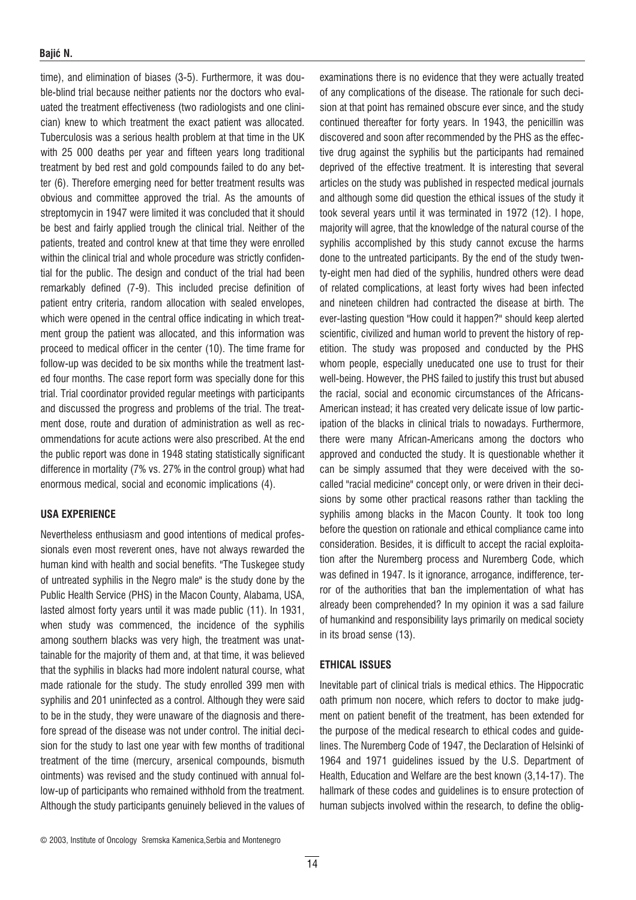time), and elimination of biases (3-5). Furthermore, it was double-blind trial because neither patients nor the doctors who evaluated the treatment effectiveness (two radiologists and one clinician) knew to which treatment the exact patient was allocated. Tuberculosis was a serious health problem at that time in the UK with 25 000 deaths per year and fifteen years long traditional treatment by bed rest and gold compounds failed to do any better (6). Therefore emerging need for better treatment results was obvious and committee approved the trial. As the amounts of streptomycin in 1947 were limited it was concluded that it should be best and fairly applied trough the clinical trial. Neither of the patients, treated and control knew at that time they were enrolled within the clinical trial and whole procedure was strictly confidential for the public. The design and conduct of the trial had been remarkably defined (7-9). This included precise definition of patient entry criteria, random allocation with sealed envelopes, which were opened in the central office indicating in which treatment group the patient was allocated, and this information was proceed to medical officer in the center (10). The time frame for follow-up was decided to be six months while the treatment lasted four months. The case report form was specially done for this trial. Trial coordinator provided regular meetings with participants and discussed the progress and problems of the trial. The treatment dose, route and duration of administration as well as recommendations for acute actions were also prescribed. At the end the public report was done in 1948 stating statistically significant difference in mortality (7% vs. 27% in the control group) what had enormous medical, social and economic implications (4).

## USA EXPERIENCE

Nevertheless enthusiasm and good intentions of medical professionals even most reverent ones, have not always rewarded the human kind with health and social benefits. "The Tuskegee study of untreated syphilis in the Negro male" is the study done by the Public Health Service (PHS) in the Macon County, Alabama, USA, lasted almost forty years until it was made public (11). In 1931, when study was commenced, the incidence of the syphilis among southern blacks was very high, the treatment was unattainable for the majority of them and, at that time, it was believed that the syphilis in blacks had more indolent natural course, what made rationale for the study. The study enrolled 399 men with syphilis and 201 uninfected as a control. Although they were said to be in the study, they were unaware of the diagnosis and therefore spread of the disease was not under control. The initial decision for the study to last one year with few months of traditional treatment of the time (mercury, arsenical compounds, bismuth ointments) was revised and the study continued with annual follow-up of participants who remained withhold from the treatment. Although the study participants genuinely believed in the values of examinations there is no evidence that they were actually treated of any complications of the disease. The rationale for such decision at that point has remained obscure ever since, and the study continued thereafter for forty years. In 1943, the penicillin was discovered and soon after recommended by the PHS as the effective drug against the syphilis but the participants had remained deprived of the effective treatment. It is interesting that several articles on the study was published in respected medical journals and although some did question the ethical issues of the study it took several years until it was terminated in 1972 (12). I hope, majority will agree, that the knowledge of the natural course of the syphilis accomplished by this study cannot excuse the harms done to the untreated participants. By the end of the study twenty-eight men had died of the syphilis, hundred others were dead of related complications, at least forty wives had been infected and nineteen children had contracted the disease at birth. The ever-lasting question "How could it happen?" should keep alerted scientific, civilized and human world to prevent the history of repetition. The study was proposed and conducted by the PHS whom people, especially uneducated one use to trust for their well-being. However, the PHS failed to justify this trust but abused the racial, social and economic circumstances of the Africans-American instead; it has created very delicate issue of low participation of the blacks in clinical trials to nowadays. Furthermore, there were many African-Americans among the doctors who approved and conducted the study. It is questionable whether it can be simply assumed that they were deceived with the so-called "racial medicine" concept only, or were driven in their decisions by some other practical reasons rather than tackling the syphilis among blacks in the Macon County. It took too long before the question on rationale and ethical compliance came into consideration. Besides, it is difficult to accept the racial exploitation after the Nuremberg process and Nuremberg Code, which was defined in 1947. Is it ignorance, arrogance, indifference, terror of the authorities that ban the implementation of what has already been comprehended? In my opinion it was a sad failure of humankind and responsibility lays primarily on medical society in its broad sense (13).

## ETHICAL ISSUES

Inevitable part of clinical trials is medical ethics. The Hippocratic oath primum non nocere, which refers to doctor to make judgment on patient benefit of the treatment, has been extended for the purpose of the medical research to ethical codes and guidelines. The Nuremberg Code of 1947, the Declaration of Helsinki of 1964 and 1971 guidelines issued by the U.S. Department of Health, Education and Welfare are the best known (3,14-17). The hallmark of these codes and guidelines is to ensure protection of human subjects involved within the research, to define the oblig-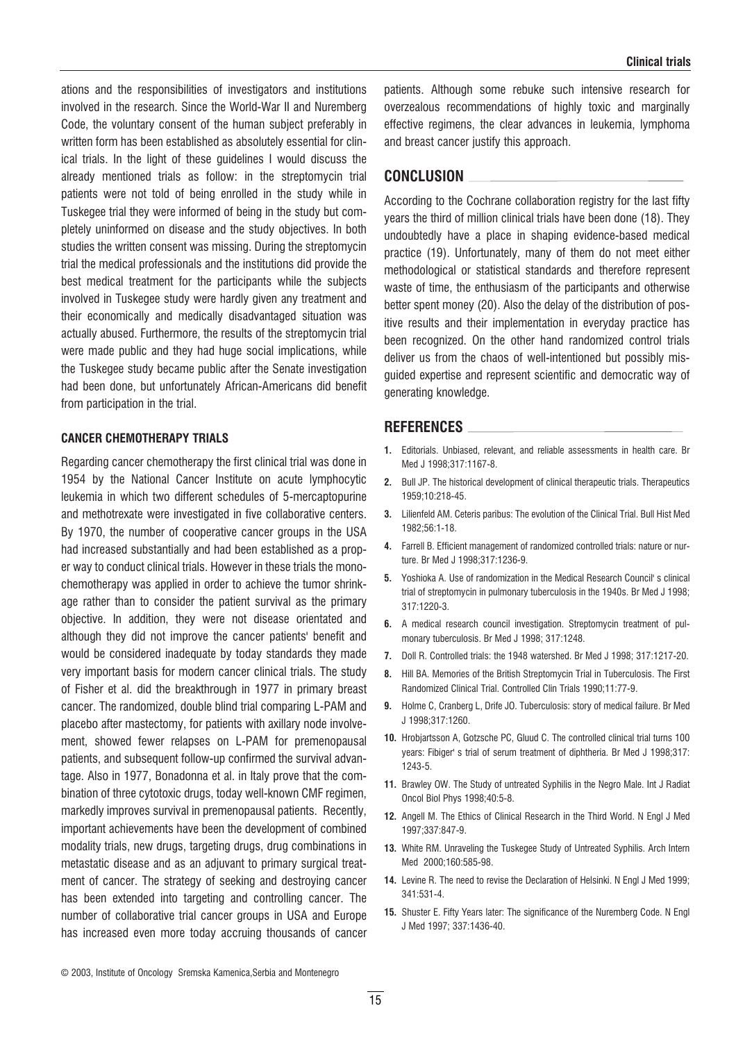ations and the responsibilities of investigators and institutions involved in the research. Since the World-War II and Nuremberg Code, the voluntary consent of the human subject preferably in written form has been established as absolutely essential for clinical trials. In the light of these guidelines I would discuss the already mentioned trials as follow: in the streptomycin trial patients were not told of being enrolled in the study while in Tuskegee trial they were informed of being in the study but completely uninformed on disease and the study objectives. In both studies the written consent was missing. During the streptomycin trial the medical professionals and the institutions did provide the best medical treatment for the participants while the subjects involved in Tuskegee study were hardly given any treatment and their economically and medically disadvantaged situation was actually abused. Furthermore, the results of the streptomycin trial were made public and they had huge social implications, while the Tuskegee study became public after the Senate investigation had been done, but unfortunately African-Americans did benefit from participation in the trial.

### CANCER CHEMOTHERAPY TRIALS

Regarding cancer chemotherapy the first clinical trial was done in 1954 by the National Cancer Institute on acute lymphocytic leukemia in which two different schedules of 5-mercaptopurine and methotrexate were investigated in five collaborative centers. By 1970, the number of cooperative cancer groups in the USA had increased substantially and had been established as a proper way to conduct clinical trials. However in these trials the monochemotherapy was applied in order to achieve the tumor shrinkage rather than to consider the patient survival as the primary objective. In addition, they were not disease orientated and although they did not improve the cancer patients' benefit and would be considered inadequate by today standards they made very important basis for modern cancer clinical trials. The study of Fisher et al. did the breakthrough in 1977 in primary breast cancer. The randomized, double blind trial comparing L-PAM and placebo after mastectomy, for patients with axillary node involvement, showed fewer relapses on L-PAM for premenopausal patients, and subsequent follow-up confirmed the survival advantage. Also in 1977, Bonadonna et al. in Italy prove that the combination of three cytotoxic drugs, today well-known CMF regimen, markedly improves survival in premenopausal patients. Recently, important achievements have been the development of combined modality trials, new drugs, targeting drugs, drug combinations in metastatic disease and as an adjuvant to primary surgical treatment of cancer. The strategy of seeking and destroying cancer has been extended into targeting and controlling cancer. The number of collaborative trial cancer groups in USA and Europe has increased even more today accruing thousands of cancer patients. Although some rebuke such intensive research for overzealous recommendations of highly toxic and marginally effective regimens, the clear advances in leukemia, lymphoma and breast cancer justify this approach.

## CONCLUSION

According to the Cochrane collaboration registry for the last fifty years the third of million clinical trials have been done (18). They undoubtedly have a place in shaping evidence-based medical practice (19). Unfortunately, many of them do not meet either methodological or statistical standards and therefore represent waste of time, the enthusiasm of the participants and otherwise better spent money (20). Also the delay of the distribution of positive results and their implementation in everyday practice has been recognized. On the other hand randomized control trials deliver us from the chaos of well-intentioned but possibly misguided expertise and represent scientific and democratic way of generating knowledge.

## REFERENCES

1. Editorials. Unbiased, relevant, and reliable assessments in health care. Br Med J 1998;317:1167-8.
2. Bull JP. The historical development of clinical therapeutic trials. Therapeutics 1959;10:218-45.
3. Lilienfeld AM. Ceteris paribus: The evolution of the Clinical Trial. Bull Hist Med 1982;56:1-18.
4. Farrell B. Efficient management of randomized controlled trials: nature or nurture. Br Med J 1998;317:1236-9.
5. Yoshioka A. Use of randomization in the Medical Research Council' s clinical trial of streptomycin in pulmonary tuberculosis in the 1940s. Br Med J 1998; 317:1220-3.
6. A medical research council investigation. Streptomycin treatment of pulmonary tuberculosis. Br Med J 1998; 317:1248.
7. Doll R. Controlled trials: the 1948 watershed. Br Med J 1998; 317:1217-20.
8. Hill BA. Memories of the British Streptomycin Trial in Tuberculosis. The First Randomized Clinical Trial. Controlled Clin Trials 1990;11:77-9.
9. Holme C, Cranberg L, Drife JO. Tuberculosis: story of medical failure. Br Med J 1998;317:1260.
10. Hrobjartsson A, Gotzsche PC, Gluud C. The controlled clinical trial turns 100 years: Fibiger' s trial of serum treatment of diphtheria. Br Med J 1998;317: 1243-5.
11. Brawley OW. The Study of untreated Syphilis in the Negro Male. Int J Radiat Oncol Biol Phys 1998;40:5-8.
12. Angell M. The Ethics of Clinical Research in the Third World. N Engl J Med 1997;337:847-9.
13. White RM. Unraveling the Tuskegee Study of Untreated Syphilis. Arch Intern Med 2000;160:585-98.
14. Levine R. The need to revise the Declaration of Helsinki. N Engl J Med 1999; 341:531-4.
15. Shuster E. Fifty Years later: The significance of the Nuremberg Code. N Engl J Med 1997; 337:1436-40.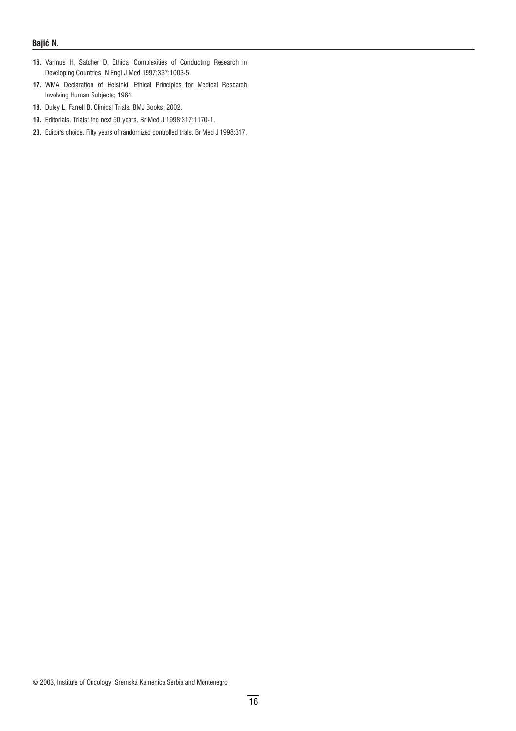16. Varmus H, Satcher D. Ethical Complexities of Conducting Research in Developing Countries. N Engl J Med 1997;337:1003-5.
17. WMA Declaration of Helsinki. Ethical Principles for Medical Research Involving Human Subjects; 1964.
18. Duley L, Farrell B. Clinical Trials. BMJ Books; 2002.
19. Editorials. Trials: the next 50 years. Br Med J 1998;317:1170-1.
20. Editor's choice. Fifty years of randomized controlled trials. Br Med J 1998;317.

© 2003, Institute of Oncology Sremska Kamenica,Serbia and Montenegro